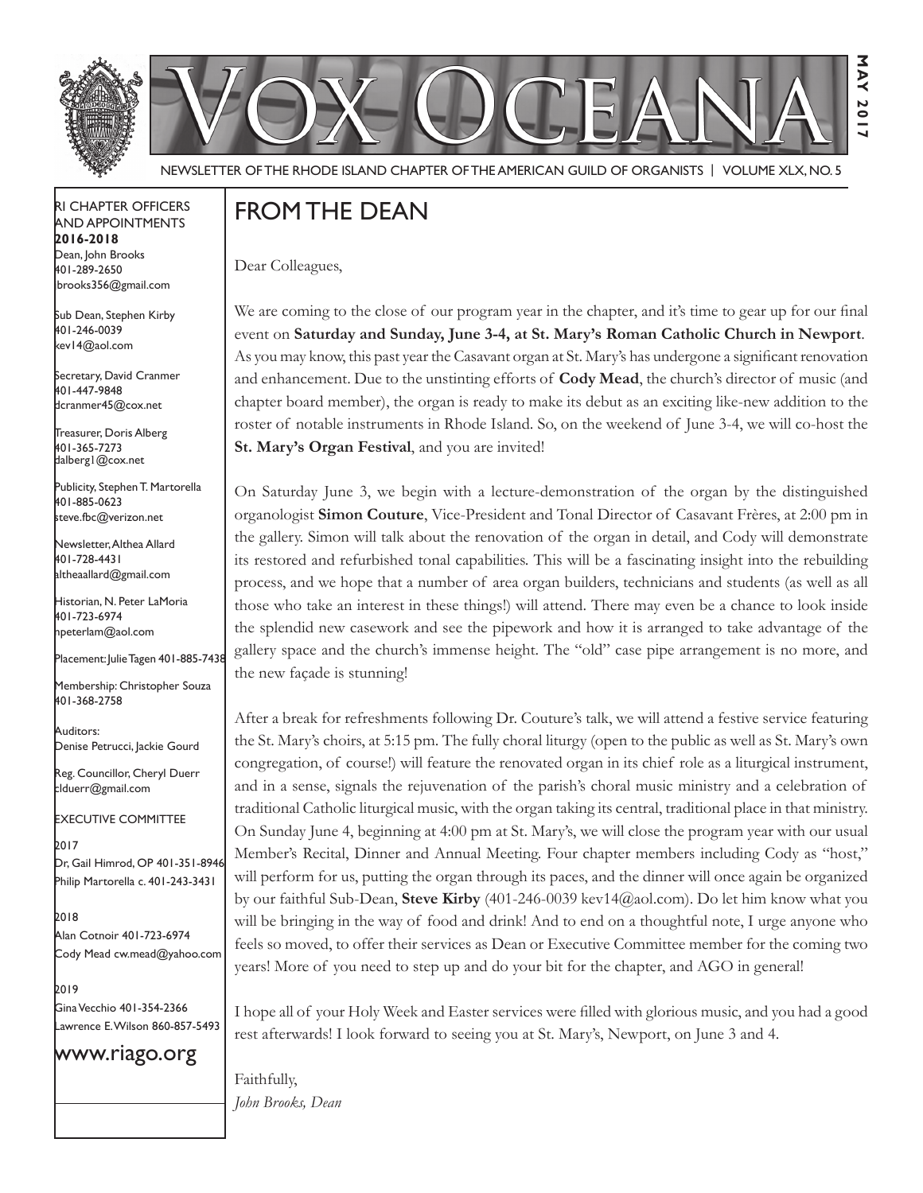# Vox Oceana

MAY 2017

NEWSLETTER OF THE RHODE ISLAND CHAPTER OF THE AMERICAN GUILD OF ORGANISTS | VOLUME XLX, NO. 5

RI CHAPTER OFFICERS AND APPOINTMENTS
**2016-2018**

Dean, John Brooks
401-289-2650
jbrooks356@gmail.com

Sub Dean, Stephen Kirby
401-246-0039
kev14@aol.com

Secretary, David Cranmer
401-447-9848
dcranmer45@cox.net

Treasurer, Doris Alberg
401-365-7273
dalberg1@cox.net

Publicity, Stephen T. Martorella
401-885-0623
steve.fbc@verizon.net

Newsletter, Althea Allard
401-728-4431
altheaallard@gmail.com

Historian, N. Peter LaMoria
401-723-6974
npeterlam@aol.com

Placement: Julie Tagen 401-885-7438

Membership: Christopher Souza
401-368-2758

Auditors:
Denise Petrucci, Jackie Gourd

Reg. Councillor, Cheryl Duerr
clduerr@gmail.com

EXECUTIVE COMMITTEE

2017
Dr, Gail Himrod, OP 401-351-8946
Philip Martorella c. 401-243-3431

2018
Alan Cotnoir 401-723-6974
Cody Mead cw.mead@yahoo.com

2019
Gina Vecchio 401-354-2366
Lawrence E. Wilson 860-857-5493

www.riago.org

## FROM THE DEAN

Dear Colleagues,

We are coming to the close of our program year in the chapter, and it's time to gear up for our final event on **Saturday and Sunday, June 3-4, at St. Mary's Roman Catholic Church in Newport**. As you may know, this past year the Casavant organ at St. Mary's has undergone a significant renovation and enhancement. Due to the unstinting efforts of **Cody Mead**, the church's director of music (and chapter board member), the organ is ready to make its debut as an exciting like-new addition to the roster of notable instruments in Rhode Island. So, on the weekend of June 3-4, we will co-host the **St. Mary's Organ Festival**, and you are invited!

On Saturday June 3, we begin with a lecture-demonstration of the organ by the distinguished organologist **Simon Couture**, Vice-President and Tonal Director of Casavant Frères, at 2:00 pm in the gallery. Simon will talk about the renovation of the organ in detail, and Cody will demonstrate its restored and refurbished tonal capabilities. This will be a fascinating insight into the rebuilding process, and we hope that a number of area organ builders, technicians and students (as well as all those who take an interest in these things!) will attend. There may even be a chance to look inside the splendid new casework and see the pipework and how it is arranged to take advantage of the gallery space and the church's immense height. The "old" case pipe arrangement is no more, and the new façade is stunning!

After a break for refreshments following Dr. Couture's talk, we will attend a festive service featuring the St. Mary's choirs, at 5:15 pm. The fully choral liturgy (open to the public as well as St. Mary's own congregation, of course!) will feature the renovated organ in its chief role as a liturgical instrument, and in a sense, signals the rejuvenation of the parish's choral music ministry and a celebration of traditional Catholic liturgical music, with the organ taking its central, traditional place in that ministry. On Sunday June 4, beginning at 4:00 pm at St. Mary's, we will close the program year with our usual Member's Recital, Dinner and Annual Meeting. Four chapter members including Cody as "host," will perform for us, putting the organ through its paces, and the dinner will once again be organized by our faithful Sub-Dean, **Steve Kirby** (401-246-0039 kev14@aol.com). Do let him know what you will be bringing in the way of food and drink! And to end on a thoughtful note, I urge anyone who feels so moved, to offer their services as Dean or Executive Committee member for the coming two years! More of you need to step up and do your bit for the chapter, and AGO in general!

I hope all of your Holy Week and Easter services were filled with glorious music, and you had a good rest afterwards! I look forward to seeing you at St. Mary's, Newport, on June 3 and 4.

Faithfully,
*John Brooks, Dean*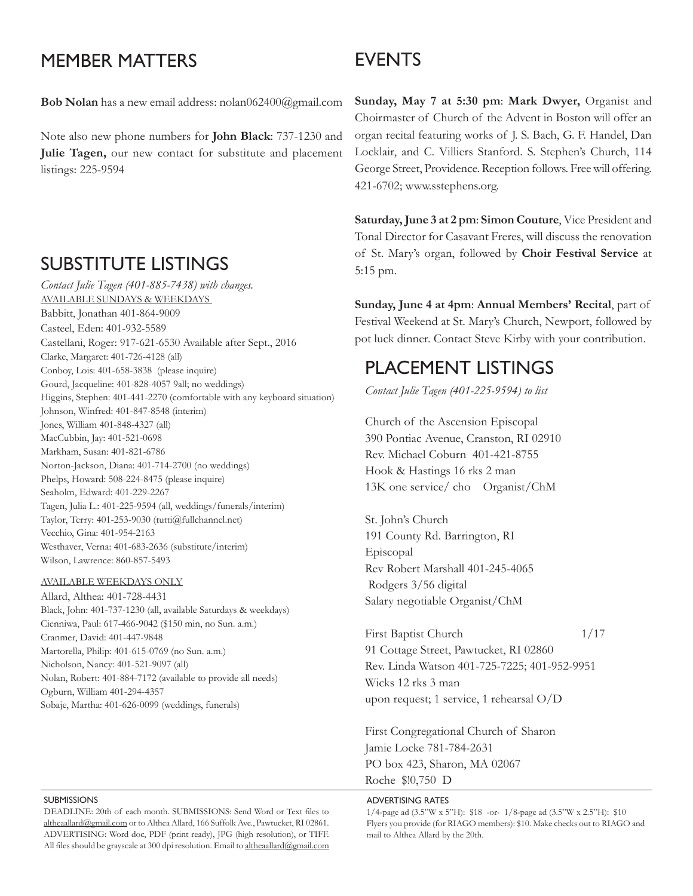## MEMBER MATTERS

**Bob Nolan** has a new email address: nolan062400@gmail.com

Note also new phone numbers for **John Black**: 737-1230 and **Julie Tagen,** our new contact for substitute and placement listings: 225-9594

## SUBSTITUTE LISTINGS

*Contact Julie Tagen (401-885-7438) with changes.*

AVAILABLE SUNDAYS & WEEKDAYS

Babbitt, Jonathan 401-864-9009
Casteel, Eden: 401-932-5589
Castellani, Roger: 917-621-6530 Available after Sept., 2016
Clarke, Margaret: 401-726-4128 (all)
Conboy, Lois: 401-658-3838 (please inquire)
Gourd, Jacqueline: 401-828-4057 9all; no weddings)
Higgins, Stephen: 401-441-2270 (comfortable with any keyboard situation)
Johnson, Winfred: 401-847-8548 (interim)
Jones, William 401-848-4327 (all)
MacCubbin, Jay: 401-521-0698
Markham, Susan: 401-821-6786
Norton-Jackson, Diana: 401-714-2700 (no weddings)
Phelps, Howard: 508-224-8475 (please inquire)
Seaholm, Edward: 401-229-2267
Tagen, Julia L.: 401-225-9594 (all, weddings/funerals/interim)
Taylor, Terry: 401-253-9030 (tutti@fullchannel.net)
Vecchio, Gina: 401-954-2163
Westhaver, Verna: 401-683-2636 (substitute/interim)
Wilson, Lawrence: 860-857-5493

AVAILABLE WEEKDAYS ONLY

Allard, Althea: 401-728-4431
Black, John: 401-737-1230 (all, available Saturdays & weekdays)
Cienniwa, Paul: 617-466-9042 ($150 min, no Sun. a.m.)
Cranmer, David: 401-447-9848
Martorella, Philip: 401-615-0769 (no Sun. a.m.)
Nicholson, Nancy: 401-521-9097 (all)
Nolan, Robert: 401-884-7172 (available to provide all needs)
Ogburn, William 401-294-4357
Sobaje, Martha: 401-626-0099 (weddings, funerals)

## EVENTS

**Sunday, May 7 at 5:30 pm**: **Mark Dwyer,** Organist and Choirmaster of Church of the Advent in Boston will offer an organ recital featuring works of J. S. Bach, G. F. Handel, Dan Locklair, and C. Villiers Stanford. S. Stephen's Church, 114 George Street, Providence. Reception follows. Free will offering. 421-6702; www.sstephens.org.

**Saturday, June 3 at 2 pm**: **Simon Couture**, Vice President and Tonal Director for Casavant Freres, will discuss the renovation of St. Mary's organ, followed by **Choir Festival Service** at 5:15 pm.

**Sunday, June 4 at 4pm**: **Annual Members' Recital**, part of Festival Weekend at St. Mary's Church, Newport, followed by pot luck dinner. Contact Steve Kirby with your contribution.

## PLACEMENT LISTINGS

*Contact Julie Tagen (401-225-9594) to list*

Church of the Ascension Episcopal
390 Pontiac Avenue, Cranston, RI 02910
Rev. Michael Coburn 401-421-8755
Hook & Hastings 16 rks 2 man
13K one service/ cho Organist/ChM

St. John's Church
191 County Rd. Barrington, RI
Episcopal
Rev Robert Marshall 401-245-4065
Rodgers 3/56 digital
Salary negotiable Organist/ChM

First Baptist Church 1/17
91 Cottage Street, Pawtucket, RI 02860
Rev. Linda Watson 401-725-7225; 401-952-9951
Wicks 12 rks 3 man
upon request; 1 service, 1 rehearsal O/D

First Congregational Church of Sharon
Jamie Locke 781-784-2631
PO box 423, Sharon, MA 02067
Roche $!0,750 D

#### SUBMISSIONS

DEADLINE: 20th of each month. SUBMISSIONS: Send Word or Text files to altheaallard@gmail.com or to Althea Allard, 166 Suffolk Ave., Pawtucket, RI 02861. ADVERTISING: Word doc, PDF (print ready), JPG (high resolution), or TIFF. All files should be grayscale at 300 dpi resolution. Email to altheaallard@gmail.com

#### ADVERTISING RATES

1/4-page ad (3.5"W x 5"H): $18 -or- 1/8-page ad (3.5"W x 2.5"H): $10
Flyers you provide (for RIAGO members): $10. Make checks out to RIAGO and mail to Althea Allard by the 20th.